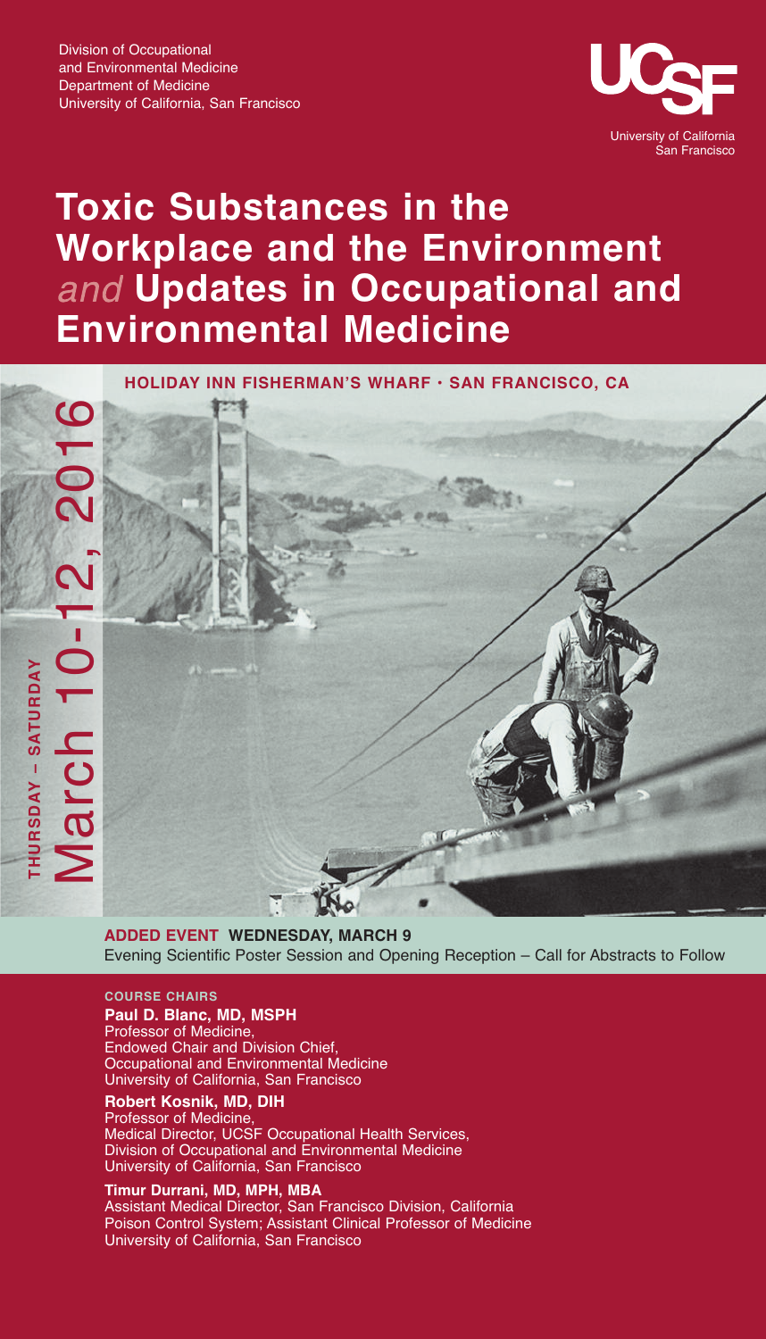Division of Occupational
and Environmental Medicine
Department of Medicine
University of California, San Francisco

UCSF
University of California
San Francisco

# Toxic Substances in the Workplace and the Environment *and* Updates in Occupational and Environmental Medicine

**HOLIDAY INN FISHERMAN'S WHARF · SAN FRANCISCO, CA**

**THURSDAY – SATURDAY**
March 10-12, 2016

**ADDED EVENT WEDNESDAY, MARCH 9**
Evening Scientific Poster Session and Opening Reception – Call for Abstracts to Follow

**COURSE CHAIRS**

**Paul D. Blanc, MD, MSPH**
Professor of Medicine,
Endowed Chair and Division Chief,
Occupational and Environmental Medicine
University of California, San Francisco

**Robert Kosnik, MD, DIH**
Professor of Medicine,
Medical Director, UCSF Occupational Health Services,
Division of Occupational and Environmental Medicine
University of California, San Francisco

**Timur Durrani, MD, MPH, MBA**
Assistant Medical Director, San Francisco Division, California
Poison Control System; Assistant Clinical Professor of Medicine
University of California, San Francisco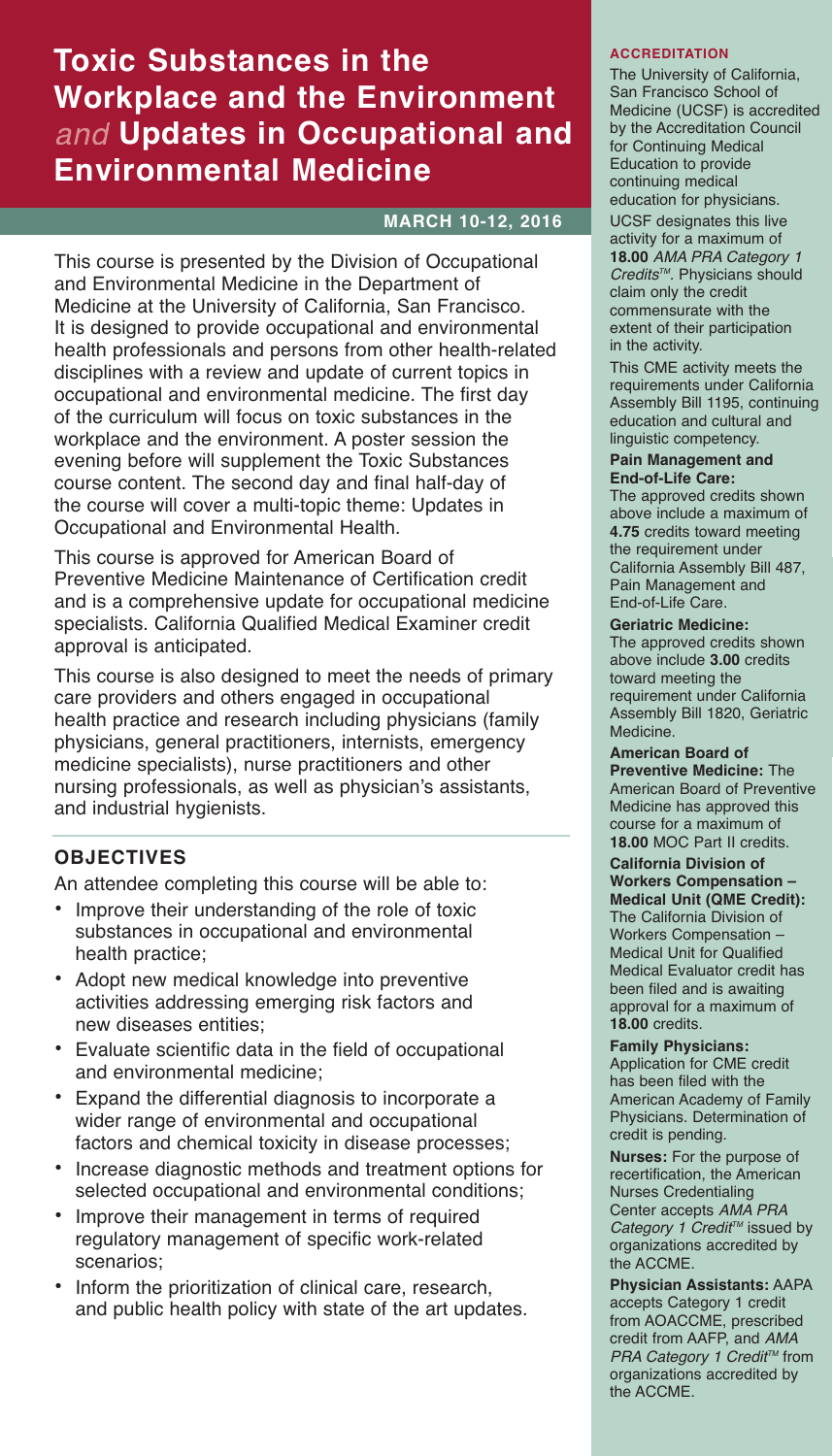# Toxic Substances in the Workplace and the Environment *and* Updates in Occupational and Environmental Medicine

**MARCH 10-12, 2016**

This course is presented by the Division of Occupational and Environmental Medicine in the Department of Medicine at the University of California, San Francisco. It is designed to provide occupational and environmental health professionals and persons from other health-related disciplines with a review and update of current topics in occupational and environmental medicine. The first day of the curriculum will focus on toxic substances in the workplace and the environment. A poster session the evening before will supplement the Toxic Substances course content. The second day and final half-day of the course will cover a multi-topic theme: Updates in Occupational and Environmental Health.

This course is approved for American Board of Preventive Medicine Maintenance of Certification credit and is a comprehensive update for occupational medicine specialists. California Qualified Medical Examiner credit approval is anticipated.

This course is also designed to meet the needs of primary care providers and others engaged in occupational health practice and research including physicians (family physicians, general practitioners, internists, emergency medicine specialists), nurse practitioners and other nursing professionals, as well as physician's assistants, and industrial hygienists.

## OBJECTIVES

An attendee completing this course will be able to:

- Improve their understanding of the role of toxic substances in occupational and environmental health practice;
- Adopt new medical knowledge into preventive activities addressing emerging risk factors and new diseases entities;
- Evaluate scientific data in the field of occupational and environmental medicine;
- Expand the differential diagnosis to incorporate a wider range of environmental and occupational factors and chemical toxicity in disease processes;
- Increase diagnostic methods and treatment options for selected occupational and environmental conditions;
- Improve their management in terms of required regulatory management of specific work-related scenarios;
- Inform the prioritization of clinical care, research, and public health policy with state of the art updates.

## ACCREDITATION

The University of California, San Francisco School of Medicine (UCSF) is accredited by the Accreditation Council for Continuing Medical Education to provide continuing medical education for physicians.

UCSF designates this live activity for a maximum of **18.00** *AMA PRA Category 1 Credits™*. Physicians should claim only the credit commensurate with the extent of their participation in the activity.

This CME activity meets the requirements under California Assembly Bill 1195, continuing education and cultural and linguistic competency.

**Pain Management and End-of-Life Care:** The approved credits shown above include a maximum of **4.75** credits toward meeting the requirement under California Assembly Bill 487, Pain Management and End-of-Life Care.

**Geriatric Medicine:** The approved credits shown above include **3.00** credits toward meeting the requirement under California Assembly Bill 1820, Geriatric Medicine.

**American Board of Preventive Medicine:** The American Board of Preventive Medicine has approved this course for a maximum of **18.00** MOC Part II credits.

**California Division of Workers Compensation – Medical Unit (QME Credit):** The California Division of Workers Compensation – Medical Unit for Qualified Medical Evaluator credit has been filed and is awaiting approval for a maximum of **18.00** credits.

**Family Physicians:** Application for CME credit has been filed with the American Academy of Family Physicians. Determination of credit is pending.

**Nurses:** For the purpose of recertification, the American Nurses Credentialing Center accepts *AMA PRA Category 1 Credit™* issued by organizations accredited by the ACCME.

**Physician Assistants:** AAPA accepts Category 1 credit from AOACCME, prescribed credit from AAFP, and *AMA PRA Category 1 Credit™* from organizations accredited by the ACCME.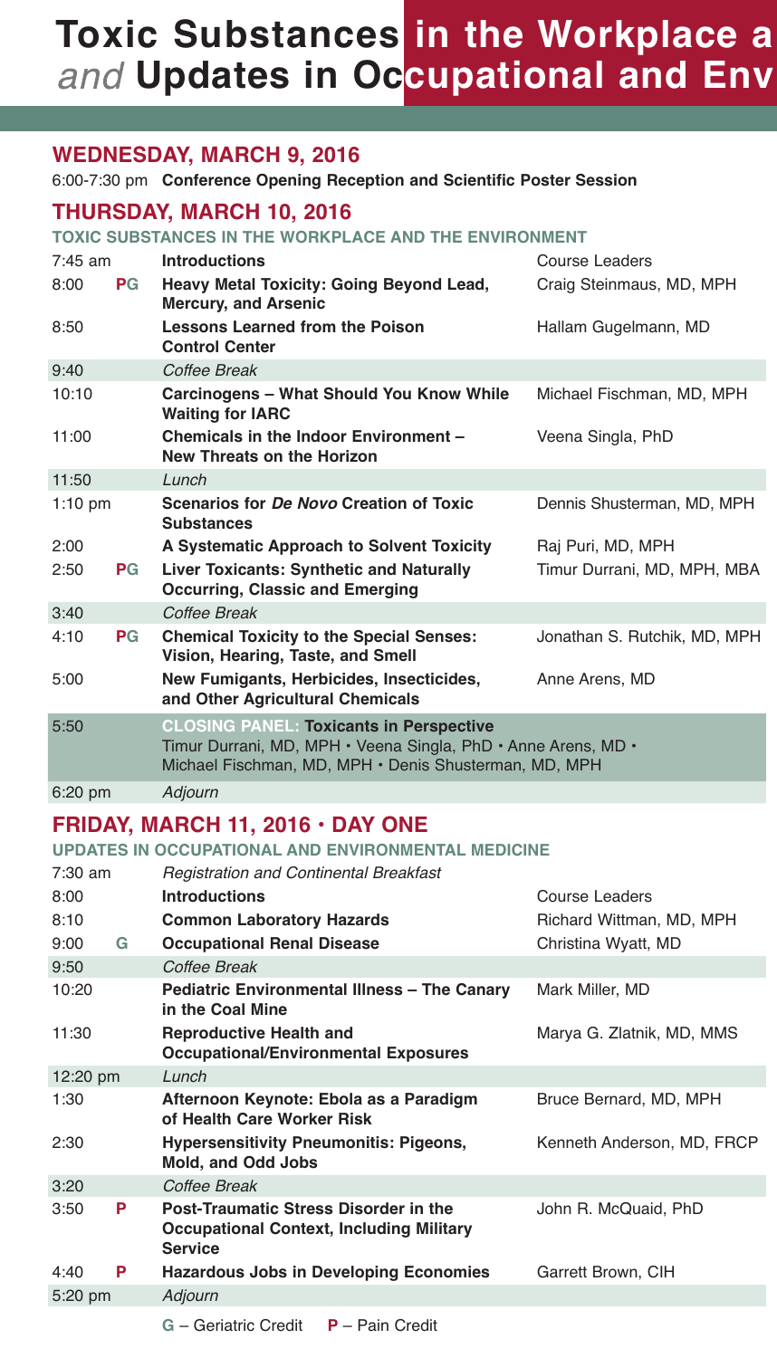# Toxic Substances in the Workplace a *and* Updates in Occupational and Env

## WEDNESDAY, MARCH 9, 2016

6:00-7:30 pm **Conference Opening Reception and Scientific Poster Session**

## THURSDAY, MARCH 10, 2016

### TOXIC SUBSTANCES IN THE WORKPLACE AND THE ENVIRONMENT

| Time | Credit | Session | Speaker |
|---|---|---|---|
| 7:45 am | | **Introductions** | Course Leaders |
| 8:00 | **PG** | **Heavy Metal Toxicity: Going Beyond Lead, Mercury, and Arsenic** | Craig Steinmaus, MD, MPH |
| 8:50 | | **Lessons Learned from the Poison Control Center** | Hallam Gugelmann, MD |
| 9:40 | | *Coffee Break* | |
| 10:10 | | **Carcinogens – What Should You Know While Waiting for IARC** | Michael Fischman, MD, MPH |
| 11:00 | | **Chemicals in the Indoor Environment – New Threats on the Horizon** | Veena Singla, PhD |
| 11:50 | | *Lunch* | |
| 1:10 pm | | **Scenarios for *De Novo* Creation of Toxic Substances** | Dennis Shusterman, MD, MPH |
| 2:00 | | **A Systematic Approach to Solvent Toxicity** | Raj Puri, MD, MPH |
| 2:50 | **PG** | **Liver Toxicants: Synthetic and Naturally Occurring, Classic and Emerging** | Timur Durrani, MD, MPH, MBA |
| 3:40 | | *Coffee Break* | |
| 4:10 | **PG** | **Chemical Toxicity to the Special Senses: Vision, Hearing, Taste, and Smell** | Jonathan S. Rutchik, MD, MPH |
| 5:00 | | **New Fumigants, Herbicides, Insecticides, and Other Agricultural Chemicals** | Anne Arens, MD |
| 5:50 | | **CLOSING PANEL: Toxicants in Perspective** Timur Durrani, MD, MPH • Veena Singla, PhD • Anne Arens, MD • Michael Fischman, MD, MPH • Denis Shusterman, MD, MPH | |
| 6:20 pm | | *Adjourn* | |

## FRIDAY, MARCH 11, 2016 • DAY ONE

### UPDATES IN OCCUPATIONAL AND ENVIRONMENTAL MEDICINE

| Time | Credit | Session | Speaker |
|---|---|---|---|
| 7:30 am | | *Registration and Continental Breakfast* | |
| 8:00 | | **Introductions** | Course Leaders |
| 8:10 | | **Common Laboratory Hazards** | Richard Wittman, MD, MPH |
| 9:00 | **G** | **Occupational Renal Disease** | Christina Wyatt, MD |
| 9:50 | | *Coffee Break* | |
| 10:20 | | **Pediatric Environmental Illness – The Canary in the Coal Mine** | Mark Miller, MD |
| 11:30 | | **Reproductive Health and Occupational/Environmental Exposures** | Marya G. Zlatnik, MD, MMS |
| 12:20 pm | | *Lunch* | |
| 1:30 | | **Afternoon Keynote: Ebola as a Paradigm of Health Care Worker Risk** | Bruce Bernard, MD, MPH |
| 2:30 | | **Hypersensitivity Pneumonitis: Pigeons, Mold, and Odd Jobs** | Kenneth Anderson, MD, FRCP |
| 3:20 | | *Coffee Break* | |
| 3:50 | **P** | **Post-Traumatic Stress Disorder in the Occupational Context, Including Military Service** | John R. McQuaid, PhD |
| 4:40 | **P** | **Hazardous Jobs in Developing Economies** | Garrett Brown, CIH |
| 5:20 pm | | *Adjourn* | |

**G** – Geriatric Credit **P** – Pain Credit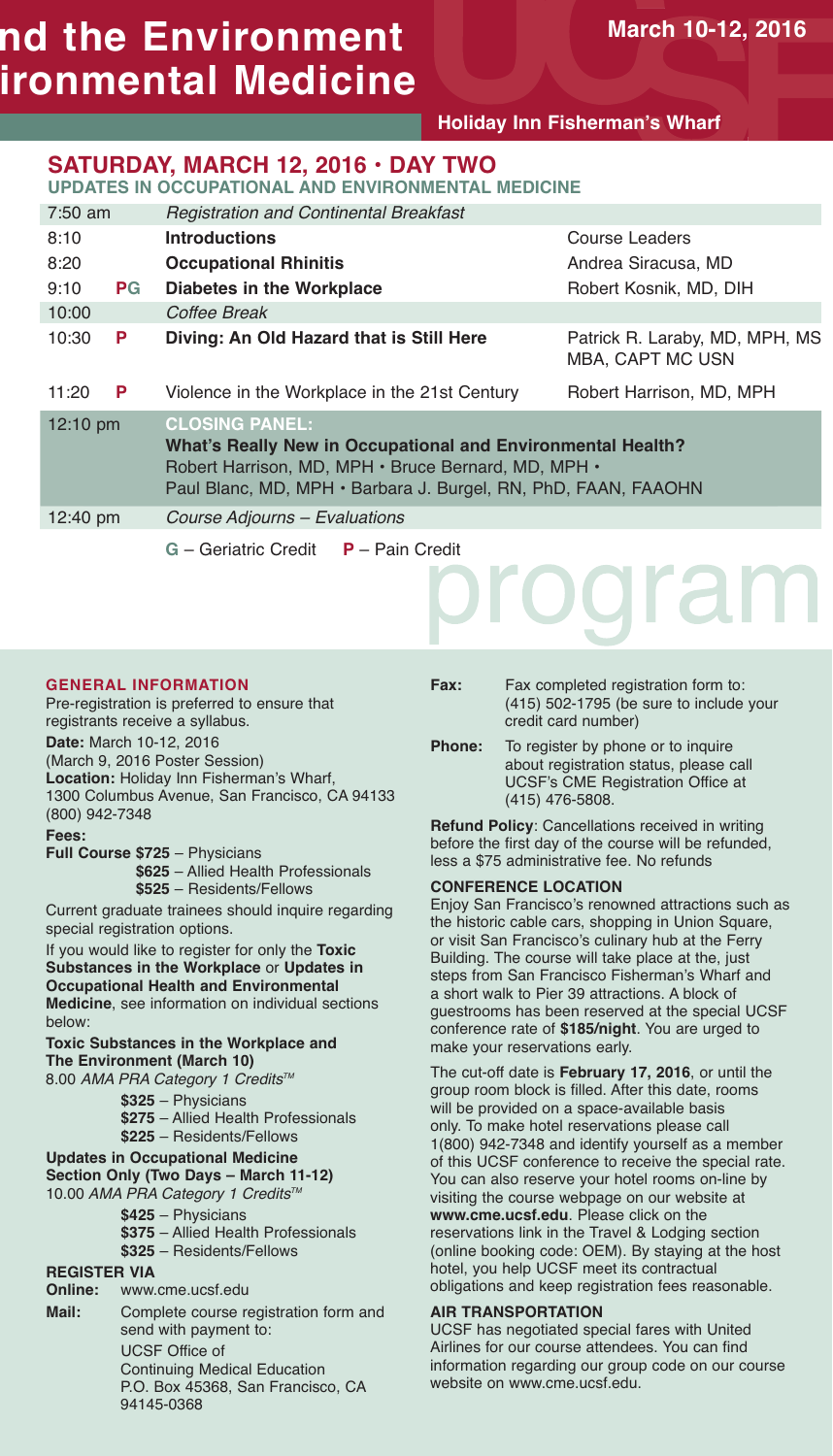nd the Environment
ironmental Medicine

March 10-12, 2016

Holiday Inn Fisherman's Wharf

## SATURDAY, MARCH 12, 2016 • DAY TWO

### UPDATES IN OCCUPATIONAL AND ENVIRONMENTAL MEDICINE

| Time | Credit | Session | Speaker |
|---|---|---|---|
| 7:50 am | | *Registration and Continental Breakfast* | |
| 8:10 | | **Introductions** | Course Leaders |
| 8:20 | | **Occupational Rhinitis** | Andrea Siracusa, MD |
| 9:10 | PG | **Diabetes in the Workplace** | Robert Kosnik, MD, DIH |
| 10:00 | | *Coffee Break* | |
| 10:30 | P | **Diving: An Old Hazard that is Still Here** | Patrick R. Laraby, MD, MPH, MS MBA, CAPT MC USN |
| 11:20 | P | Violence in the Workplace in the 21st Century | Robert Harrison, MD, MPH |
| 12:10 pm | | **CLOSING PANEL: What's Really New in Occupational and Environmental Health?** Robert Harrison, MD, MPH • Bruce Bernard, MD, MPH • Paul Blanc, MD, MPH • Barbara J. Burgel, RN, PhD, FAAN, FAAOHN | |
| 12:40 pm | | *Course Adjourns – Evaluations* | |

**G** – Geriatric Credit **P** – Pain Credit

program

### GENERAL INFORMATION

Pre-registration is preferred to ensure that registrants receive a syllabus.

**Date:** March 10-12, 2016
(March 9, 2016 Poster Session)

**Location:** Holiday Inn Fisherman's Wharf, 1300 Columbus Avenue, San Francisco, CA 94133
(800) 942-7348

**Fees:**

**Full Course $725** – Physicians
**$625** – Allied Health Professionals
**$525** – Residents/Fellows

Current graduate trainees should inquire regarding special registration options.

If you would like to register for only the **Toxic Substances in the Workplace** or **Updates in Occupational Health and Environmental Medicine**, see information on individual sections below:

**Toxic Substances in the Workplace and The Environment (March 10)**
8.00 *AMA PRA Category 1 Credits™*

**$325** – Physicians
**$275** – Allied Health Professionals
**$225** – Residents/Fellows

**Updates in Occupational Medicine Section Only (Two Days – March 11-12)**
10.00 *AMA PRA Category 1 Credits™*

**$425** – Physicians
**$375** – Allied Health Professionals
**$325** – Residents/Fellows

### REGISTER VIA

**Online:** www.cme.ucsf.edu

**Mail:** Complete course registration form and send with payment to:
UCSF Office of Continuing Medical Education
P.O. Box 45368, San Francisco, CA 94145-0368

**Fax:** Fax completed registration form to: (415) 502-1795 (be sure to include your credit card number)

**Phone:** To register by phone or to inquire about registration status, please call UCSF's CME Registration Office at (415) 476-5808.

**Refund Policy**: Cancellations received in writing before the first day of the course will be refunded, less a $75 administrative fee. No refunds

### CONFERENCE LOCATION

Enjoy San Francisco's renowned attractions such as the historic cable cars, shopping in Union Square, or visit San Francisco's culinary hub at the Ferry Building. The course will take place at the, just steps from San Francisco Fisherman's Wharf and a short walk to Pier 39 attractions. A block of guestrooms has been reserved at the special UCSF conference rate of **$185/night**. You are urged to make your reservations early.

The cut-off date is **February 17, 2016**, or until the group room block is filled. After this date, rooms will be provided on a space-available basis only. To make hotel reservations please call 1(800) 942-7348 and identify yourself as a member of this UCSF conference to receive the special rate. You can also reserve your hotel rooms on-line by visiting the course webpage on our website at **www.cme.ucsf.edu**. Please click on the reservations link in the Travel & Lodging section (online booking code: OEM). By staying at the host hotel, you help UCSF meet its contractual obligations and keep registration fees reasonable.

### AIR TRANSPORTATION

UCSF has negotiated special fares with United Airlines for our course attendees. You can find information regarding our group code on our course website on www.cme.ucsf.edu.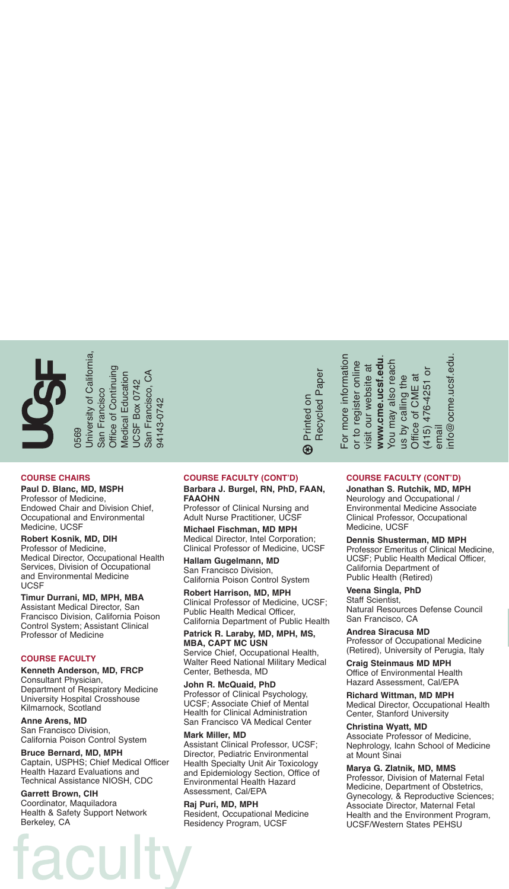UCSF

0569
University of California, San Francisco
Office of Continuing Medical Education
UCSF Box 0742
San Francisco, CA 94143-0742

Printed on Recycled Paper

For more information or to register online visit our website at **www.cme.ucsf.edu**. You may also reach us by calling the Office of CME at (415) 476-4251 or email info@ocme.ucsf.edu.

## COURSE CHAIRS

**Paul D. Blanc, MD, MSPH**
Professor of Medicine,
Endowed Chair and Division Chief, Occupational and Environmental Medicine, UCSF

**Robert Kosnik, MD, DIH**
Professor of Medicine,
Medical Director, Occupational Health Services, Division of Occupational and Environmental Medicine
UCSF

**Timur Durrani, MD, MPH, MBA**
Assistant Medical Director, San Francisco Division, California Poison Control System; Assistant Clinical Professor of Medicine

## COURSE FACULTY

**Kenneth Anderson, MD, FRCP**
Consultant Physician,
Department of Respiratory Medicine
University Hospital Crosshouse
Kilmarnock, Scotland

**Anne Arens, MD**
San Francisco Division,
California Poison Control System

**Bruce Bernard, MD, MPH**
Captain, USPHS; Chief Medical Officer
Health Hazard Evaluations and Technical Assistance NIOSH, CDC

**Garrett Brown, CIH**
Coordinator, Maquiladora
Health & Safety Support Network
Berkeley, CA

## COURSE FACULTY (CONT'D)

**Barbara J. Burgel, RN, PhD, FAAN, FAAOHN**
Professor of Clinical Nursing and Adult Nurse Practitioner, UCSF

**Michael Fischman, MD MPH**
Medical Director, Intel Corporation; Clinical Professor of Medicine, UCSF

**Hallam Gugelmann, MD**
San Francisco Division,
California Poison Control System

**Robert Harrison, MD, MPH**
Clinical Professor of Medicine, UCSF; Public Health Medical Officer, California Department of Public Health

**Patrick R. Laraby, MD, MPH, MS, MBA, CAPT MC USN**
Service Chief, Occupational Health, Walter Reed National Military Medical Center, Bethesda, MD

**John R. McQuaid, PhD**
Professor of Clinical Psychology, UCSF; Associate Chief of Mental Health for Clinical Administration
San Francisco VA Medical Center

**Mark Miller, MD**
Assistant Clinical Professor, UCSF; Director, Pediatric Environmental Health Specialty Unit Air Toxicology and Epidemiology Section, Office of Environmental Health Hazard Assessment, Cal/EPA

**Raj Puri, MD, MPH**
Resident, Occupational Medicine Residency Program, UCSF

## COURSE FACULTY (CONT'D)

**Jonathan S. Rutchik, MD, MPH**
Neurology and Occupational / Environmental Medicine Associate Clinical Professor, Occupational Medicine, UCSF

**Dennis Shusterman, MD MPH**
Professor Emeritus of Clinical Medicine, UCSF; Public Health Medical Officer, California Department of Public Health (Retired)

**Veena Singla, PhD**
Staff Scientist,
Natural Resources Defense Council
San Francisco, CA

**Andrea Siracusa MD**
Professor of Occupational Medicine (Retired), University of Perugia, Italy

**Craig Steinmaus MD MPH**
Office of Environmental Health Hazard Assessment, Cal/EPA

**Richard Wittman, MD MPH**
Medical Director, Occupational Health Center, Stanford University

**Christina Wyatt, MD**
Associate Professor of Medicine, Nephrology, Icahn School of Medicine at Mount Sinai

**Marya G. Zlatnik, MD, MMS**
Professor, Division of Maternal Fetal Medicine, Department of Obstetrics, Gynecology, & Reproductive Sciences; Associate Director, Maternal Fetal Health and the Environment Program, UCSF/Western States PEHSU

faculty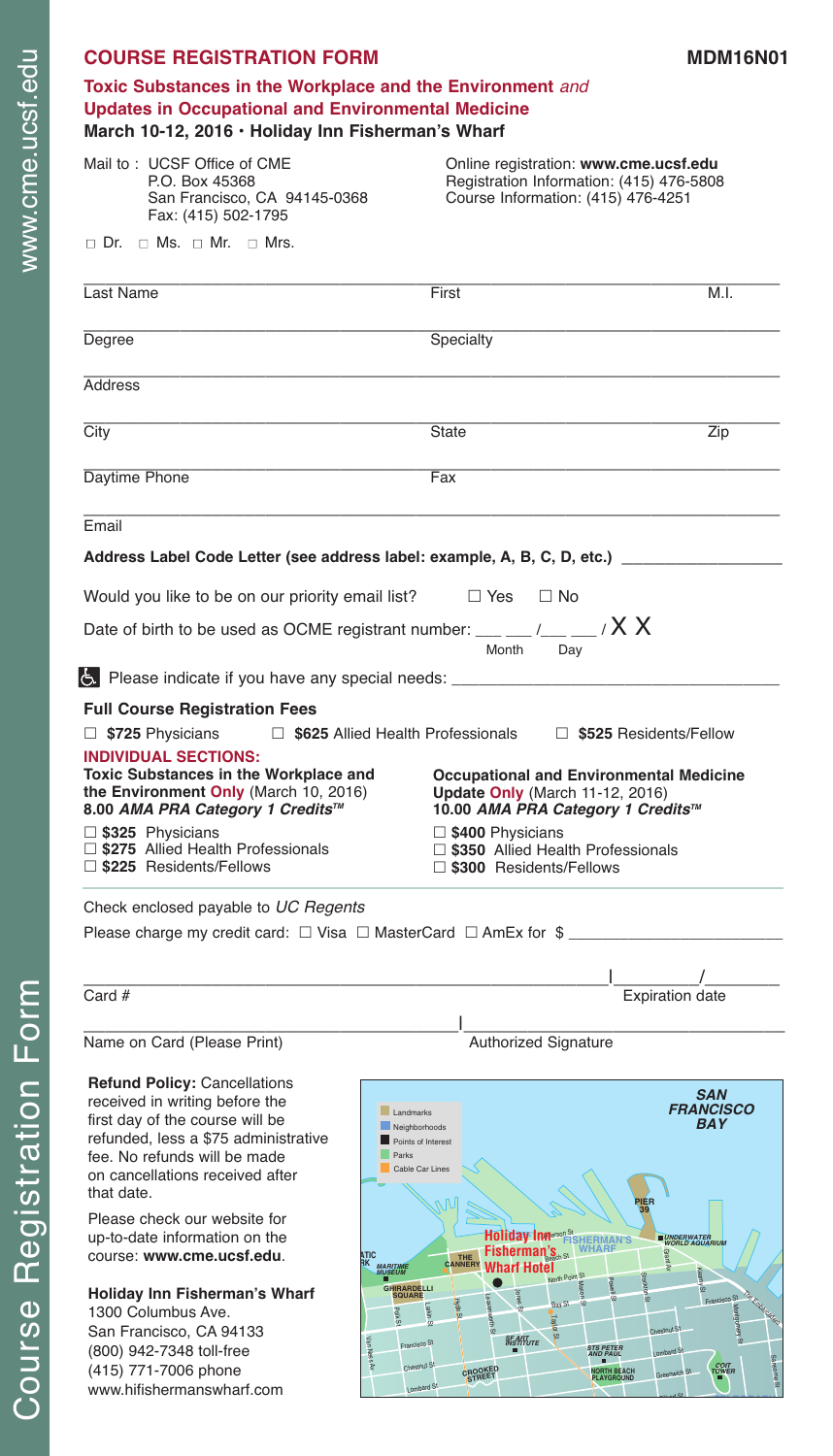# COURSE REGISTRATION FORM

**MDM16N01**

## Toxic Substances in the Workplace and the Environment *and* Updates in Occupational and Environmental Medicine

**March 10-12, 2016 • Holiday Inn Fisherman's Wharf**

Mail to : UCSF Office of CME
P.O. Box 45368
San Francisco, CA 94145-0368
Fax: (415) 502-1795

Online registration: **www.cme.ucsf.edu**
Registration Information: (415) 476-5808
Course Information: (415) 476-4251

☐ Dr. ☐ Ms. ☐ Mr. ☐ Mrs.

Last Name ____________________ First ____________________ M.I. ______

Degree ____________________ Specialty ____________________

Address ________________________________________

City ____________________ State ____________________ Zip ______

Daytime Phone ____________________ Fax ____________________

Email ________________________________________

**Address Label Code Letter (see address label: example, A, B, C, D, etc.)** __________

Would you like to be on our priority email list? ☐ Yes ☐ No

Date of birth to be used as OCME registrant number: ___ ___ / ___ ___ / X X
Month Day

♿ Please indicate if you have any special needs: ____________________

**Full Course Registration Fees**

☐ **$725** Physicians ☐ **$625** Allied Health Professionals ☐ **$525** Residents/Fellow

**INDIVIDUAL SECTIONS:**

**Toxic Substances in the Workplace and the Environment Only** (March 10, 2016)
**8.00 *AMA PRA Category 1 Credits™***

☐ **$325** Physicians
☐ **$275** Allied Health Professionals
☐ **$225** Residents/Fellows

**Occupational and Environmental Medicine Update Only** (March 11-12, 2016)
**10.00 *AMA PRA Category 1 Credits™***

☐ **$400** Physicians
☐ **$350** Allied Health Professionals
☐ **$300** Residents/Fellows

Check enclosed payable to *UC Regents*

Please charge my credit card: ☐ Visa ☐ MasterCard ☐ AmEx for $ __________

Card # ________________________________________ | Expiration date ______ / ______

Name on Card (Please Print) ____________________ | Authorized Signature ____________________

**Refund Policy:** Cancellations received in writing before the first day of the course will be refunded, less a $75 administrative fee. No refunds will be made on cancellations received after that date.

Please check our website for up-to-date information on the course: **www.cme.ucsf.edu**.

**Holiday Inn Fisherman's Wharf**
1300 Columbus Ave.
San Francisco, CA 94133
(800) 942-7348 toll-free
(415) 771-7006 phone
www.hifishermanswharf.com

SAN FRANCISCO BAY
Landmarks
Neighborhoods
Points of Interest
Parks
Cable Car Lines
Holiday Inn Fisherman's Wharf Hotel
FISHERMAN'S WHARF
PIER 39
UNDERWATER WORLD AQUARIUM
THE CANNERY
MARITIME MUSEUM
GHIRARDELLI SQUARE
SF ART INSTITUTE
STS PETER AND PAUL
NORTH BEACH PLAYGROUND
COIT TOWER
CROOKED STREET